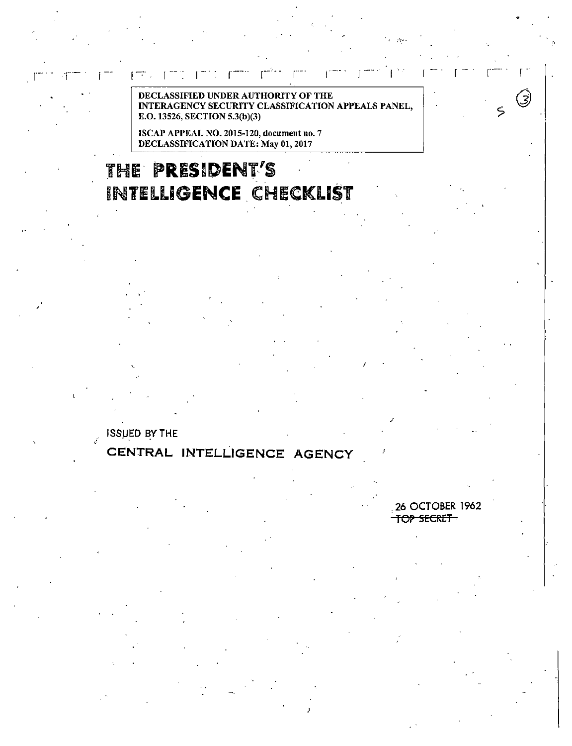DECLASSIFIED UNDER AUTHORITY OF THE INTERAGENCY SECURITY CLASSIFICATION APPEALS PANEL, E.O. 13526, SECTION 5.3(b)(3)

ISCAP APPEAL NO. 2015-120, document no. 7
DECLASSIFICATION DATE: May 01, 2017

# THE PRESIDENT'S INTELLIGENCE CHECKLIST

ISSUED BY THE

**CENTRAL INTELLIGENCE AGENCY**

26 OCTOBER 1962

~~TOP SECRET~~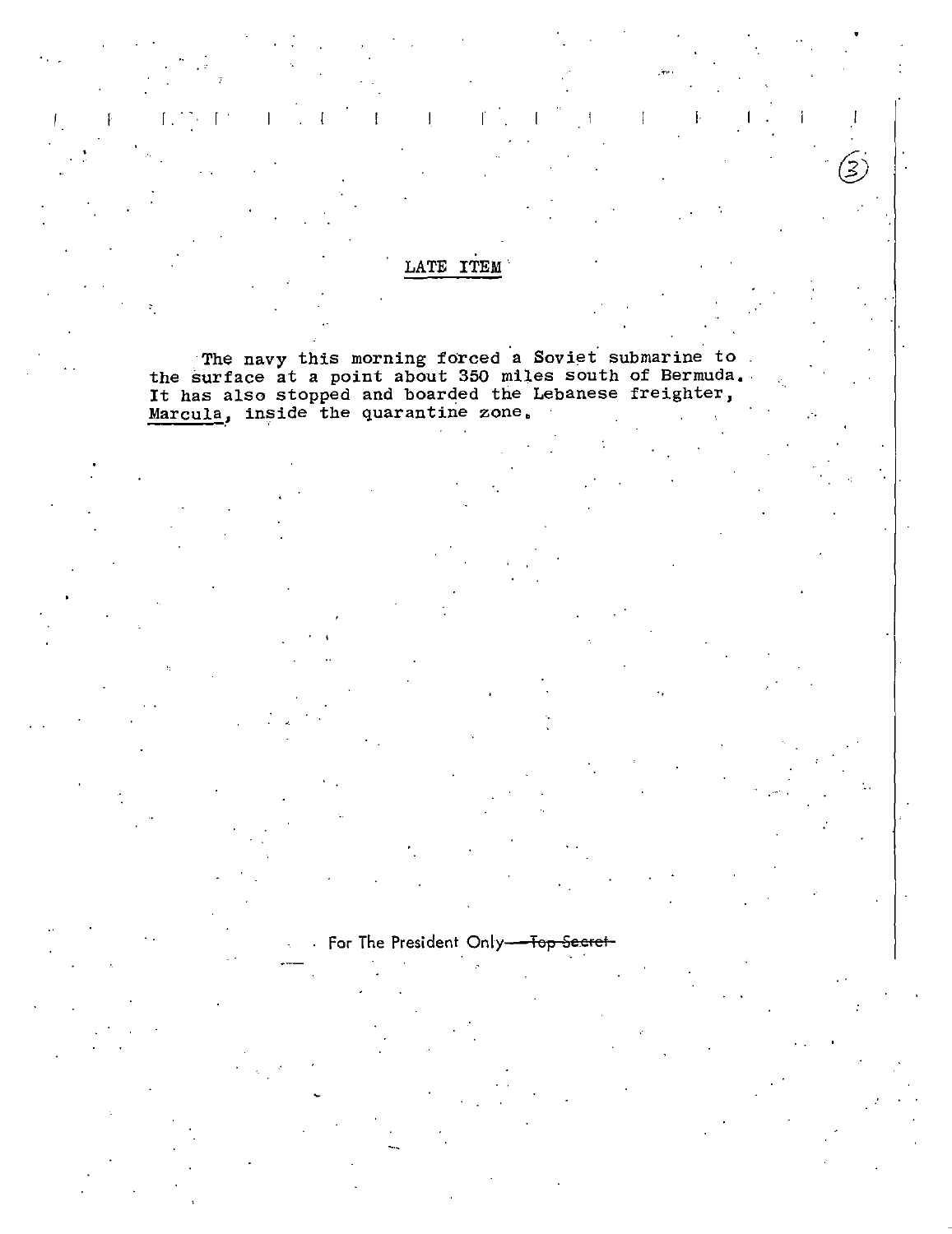## LATE ITEM

The navy this morning forced a Soviet submarine to the surface at a point about 350 miles south of Bermuda. It has also stopped and boarded the Lebanese freighter, Marcula, inside the quarantine zone.

For The President Only—~~Top Secret~~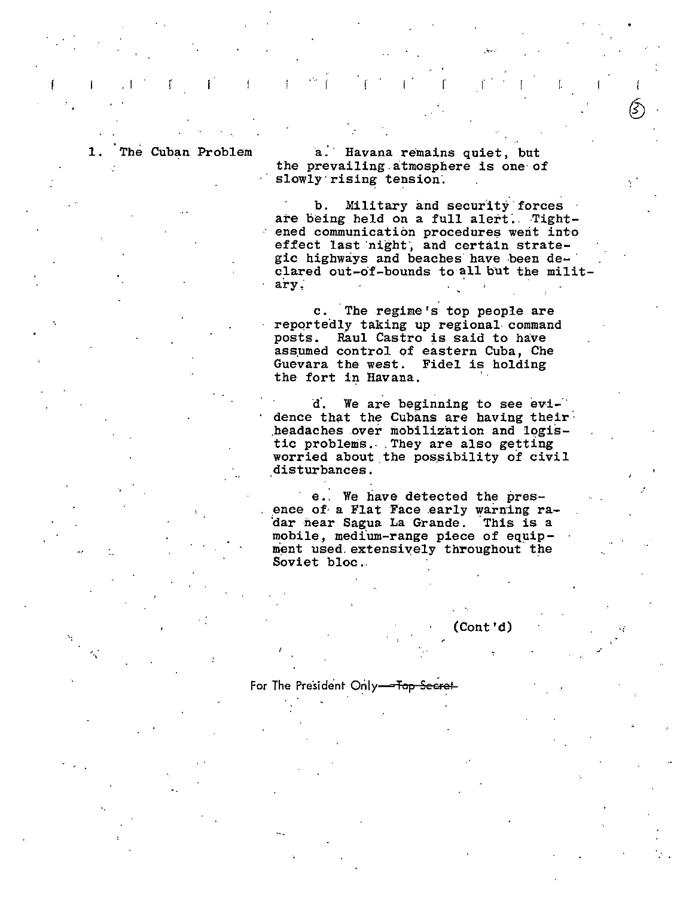1. The Cuban Problem

a. Havana remains quiet, but the prevailing atmosphere is one of slowly rising tension.

b. Military and security forces are being held on a full alert. Tightened communication procedures went into effect last night, and certain strategic highways and beaches have been declared out-of-bounds to all but the military.

c. The regime's top people are reportedly taking up regional command posts. Raul Castro is said to have assumed control of eastern Cuba, Che Guevara the west. Fidel is holding the fort in Havana.

d. We are beginning to see evidence that the Cubans are having their headaches over mobilization and logistic problems. They are also getting worried about the possibility of civil disturbances.

e. We have detected the presence of a Flat Face early warning radar near Sagua La Grande. This is a mobile, medium-range piece of equipment used extensively throughout the Soviet bloc.

(Cont'd)

For The President Only—~~Top Secret~~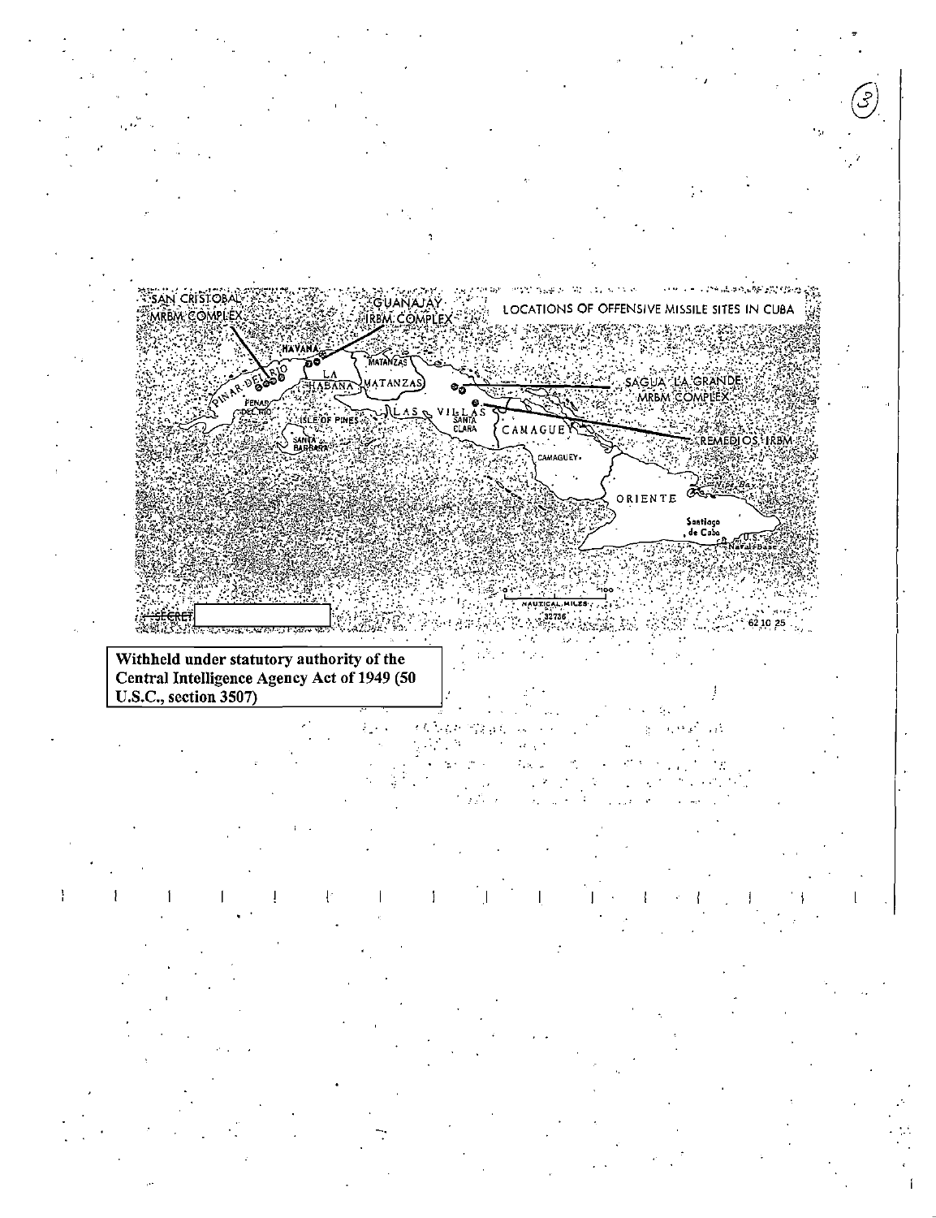SAN CRISTOBAL MRBM COMPLEX

GUANAJAY IRBM COMPLEX

LOCATIONS OF OFFENSIVE MISSILE SITES IN CUBA

HAVANA

LA HABANA

MATANZAS

PINAR DEL RIO

ISLE OF PINES

LAS VILLAS

SANTA CLARA

SAGUA LA GRANDE MRBM COMPLEX

REMEDIOS IRBM

CAMAGUEY

ORIENTE

Santiago de Cuba

U.S. Naval Base

NAUTICAL MILES

32736

62 10 25

SECRET

**Withheld under statutory authority of the Central Intelligence Agency Act of 1949 (50 U.S.C., section 3507)**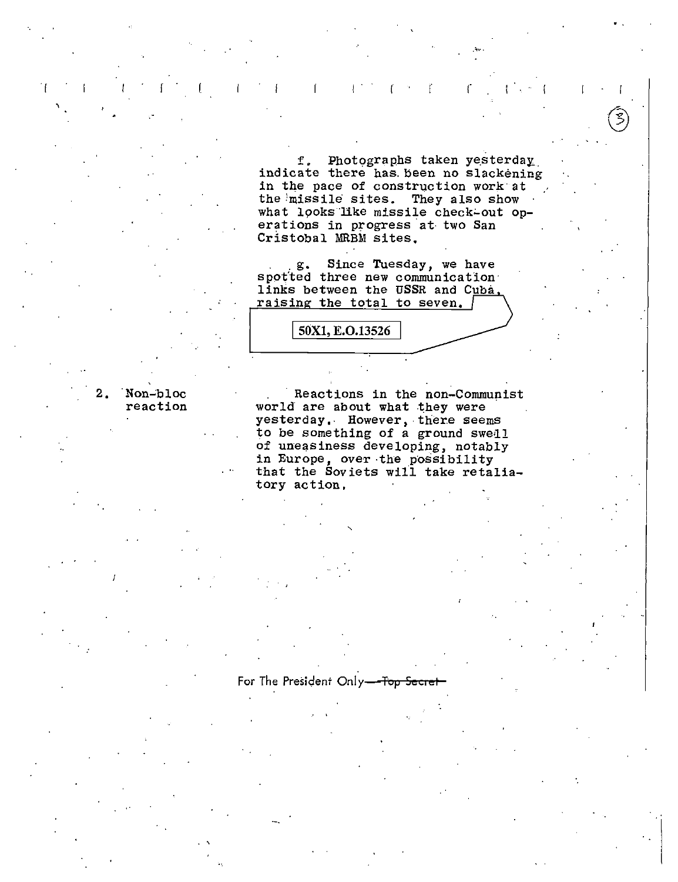f. Photographs taken yesterday indicate there has been no slackening in the pace of construction work at the missile sites. They also show what looks like missile check-out operations in progress at two San Cristobal MRBM sites.

g. Since Tuesday, we have spotted three new communication links between the USSR and Cuba, raising the total to seven.

50X1, E.O.13526

2. Non-bloc reaction

Reactions in the non-Communist world are about what they were yesterday. However, there seems to be something of a ground swell of uneasiness developing, notably in Europe, over the possibility that the Soviets will take retaliatory action.

For The President Only ~~Top Secret~~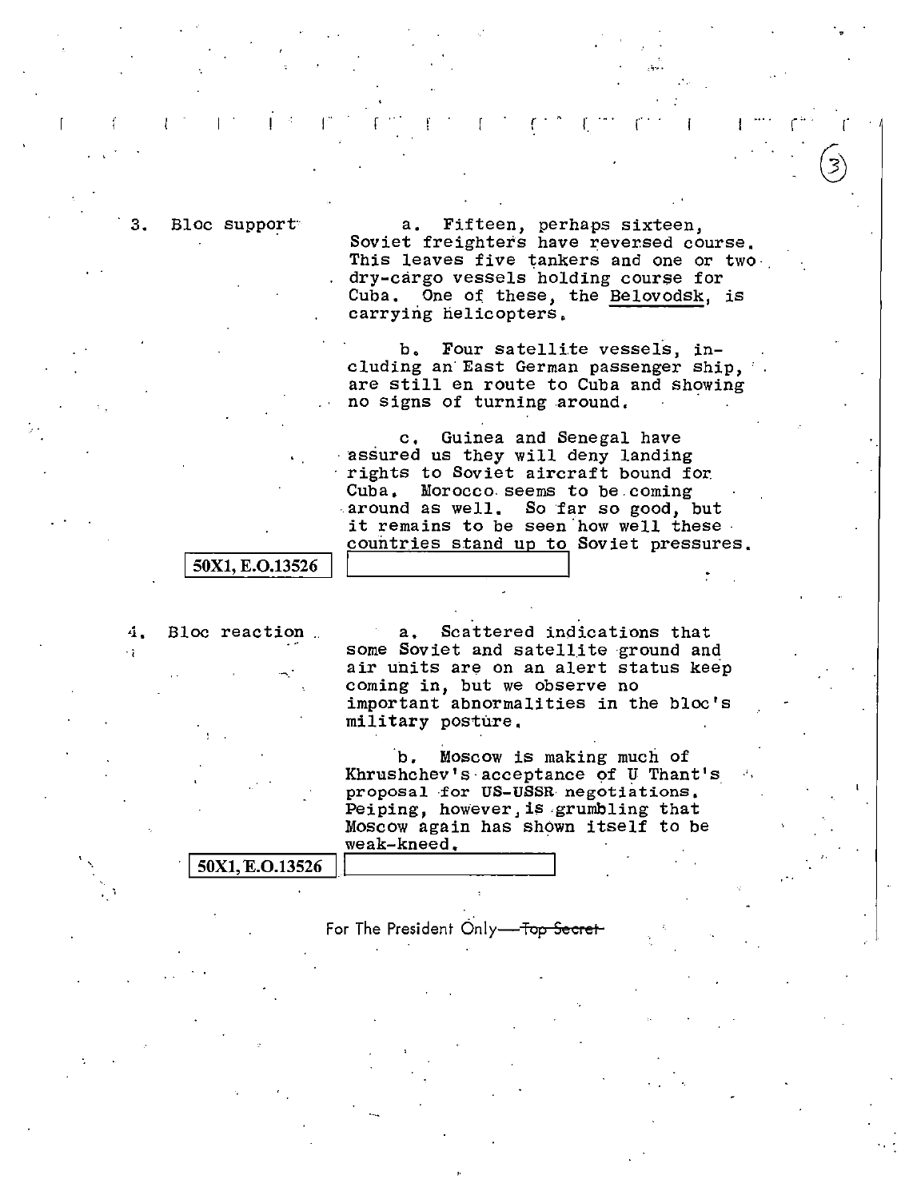3. Bloc support

a. Fifteen, perhaps sixteen, Soviet freighters have reversed course. This leaves five tankers and one or two dry-cargo vessels holding course for Cuba. One of these, the Belovodsk, is carrying helicopters.

b. Four satellite vessels, including an East German passenger ship, are still en route to Cuba and showing no signs of turning around.

c. Guinea and Senegal have assured us they will deny landing rights to Soviet aircraft bound for Cuba. Morocco seems to be coming around as well. So far so good, but it remains to be seen how well these countries stand up to Soviet pressures.

50X1, E.O.13526

4. Bloc reaction

a. Scattered indications that some Soviet and satellite ground and air units are on an alert status keep coming in, but we observe no important abnormalities in the bloc's military posture.

b. Moscow is making much of Khrushchev's acceptance of U Thant's proposal for US-USSR negotiations. Peiping, however, is grumbling that Moscow again has shown itself to be weak-kneed.

50X1, E.O.13526

For The President Only—~~Top Secret~~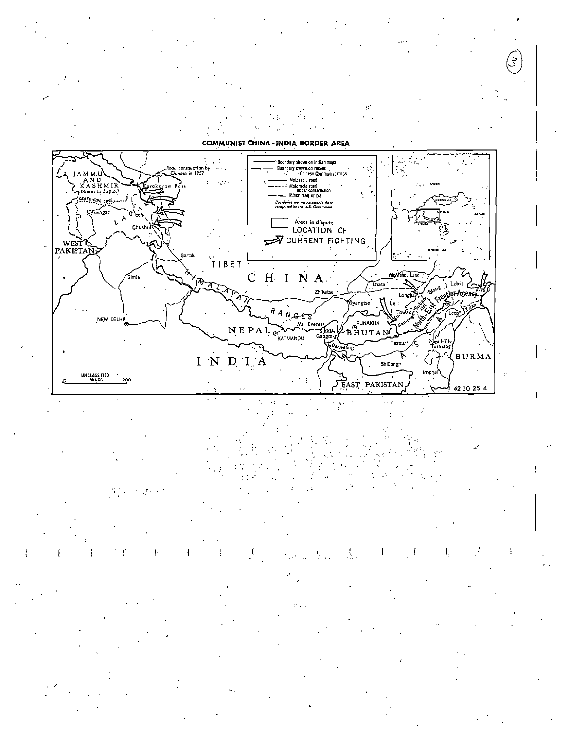## COMMUNIST CHINA - INDIA BORDER AREA

- Boundary shown on Indian maps
- Boundary shown on recent Chinese Communist maps
- Motorable road
- Motorable road under construction
- Minor road or trail

*Boundaries are not necessarily those recognized by the U.S. Government.*

Areas in dispute

LOCATION OF CURRENT FIGHTING

JAMMU AND KASHMIR (Status in dispute)

Road construction by Chinese in 1957

Karakoram Pass

CEASE-FIRE LINE

Srinagar

LADAKH

Leh

Chushul

WEST PAKISTAN

Gartok

TIBET

CHINA

HIMALAYAN RANGES

Simla

NEW DELHI

NEPAL

KATMANDU

Mt. Everest

Zhikatse

Lhasa

Gyangtse

McMahon Line

Longju

Le

Towang

Kameng

Subansiri

Siang

Lohit

Diphu Pass

North-East Frontier Agency

Tirap

Ledo

SIKKIM

Gangtok

Darjeeling

PUNAKHA

BHUTAN

Tezpur

Naga Hills-Tuensang

Shillong

Imphal

BURMA

INDIA

EAST PAKISTAN

UNCLASSIFIED

MILES 0 200

62 10 25 4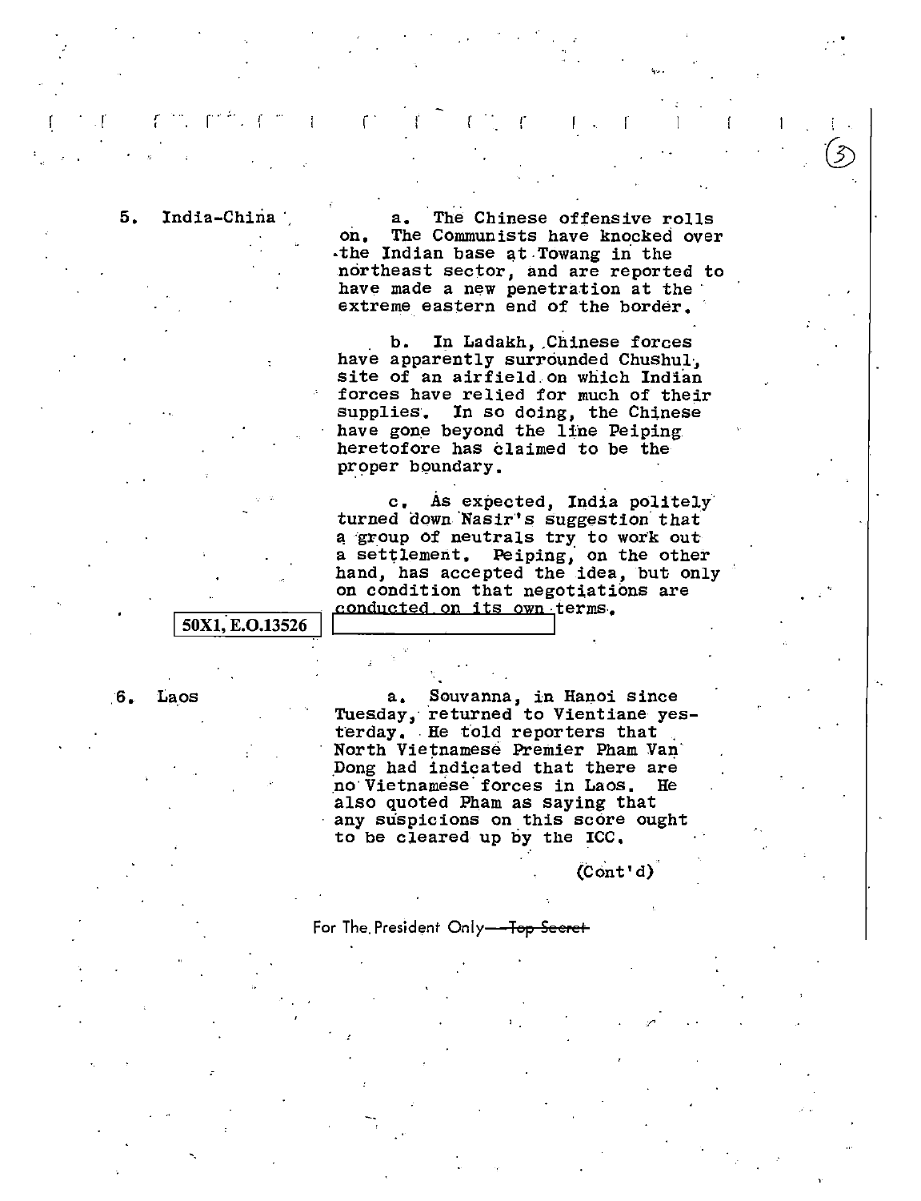5. India-China

a. The Chinese offensive rolls on. The Communists have knocked over the Indian base at Towang in the northeast sector, and are reported to have made a new penetration at the extreme eastern end of the border.

b. In Ladakh, Chinese forces have apparently surrounded Chushul, site of an airfield on which Indian forces have relied for much of their supplies. In so doing, the Chinese have gone beyond the line Peiping heretofore has claimed to be the proper boundary.

c. As expected, India politely turned down Nasir's suggestion that a group of neutrals try to work out a settlement. Peiping, on the other hand, has accepted the idea, but only on condition that negotiations are conducted on its own terms.

50X1, E.O.13526

6. Laos

a. Souvanna, in Hanoi since Tuesday, returned to Vientiane yesterday. He told reporters that North Vietnamese Premier Pham Van Dong had indicated that there are no Vietnamese forces in Laos. He also quoted Pham as saying that any suspicions on this score ought to be cleared up by the ICC.

(Cont'd)

For The President Only—~~Top Secret~~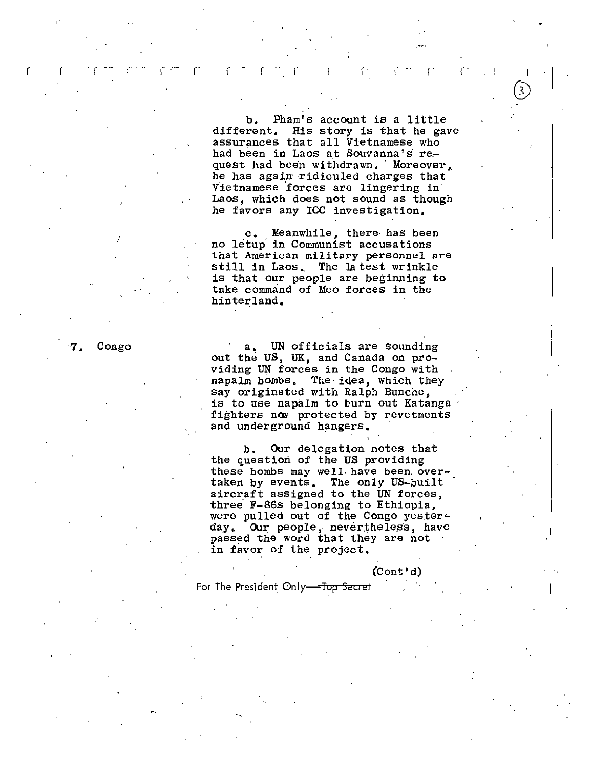b. Pham's account is a little different. His story is that he gave assurances that all Vietnamese who had been in Laos at Souvanna's request had been withdrawn. Moreover, he has again ridiculed charges that Vietnamese forces are lingering in Laos, which does not sound as though he favors any ICC investigation.

c. Meanwhile, there has been no letup in Communist accusations that American military personnel are still in Laos. The latest wrinkle is that our people are beginning to take command of Meo forces in the hinterland.

**7. Congo**

a. UN officials are sounding out the US, UK, and Canada on providing UN forces in the Congo with napalm bombs. The idea, which they say originated with Ralph Bunche, is to use napalm to burn out Katanga fighters now protected by revetments and underground hangers.

b. Our delegation notes that the question of the US providing these bombs may well have been overtaken by events. The only US-built aircraft assigned to the UN forces, three F-86s belonging to Ethiopia, were pulled out of the Congo yesterday. Our people, nevertheless, have passed the word that they are not in favor of the project.

(Cont'd)

For The President Only—~~Top Secret~~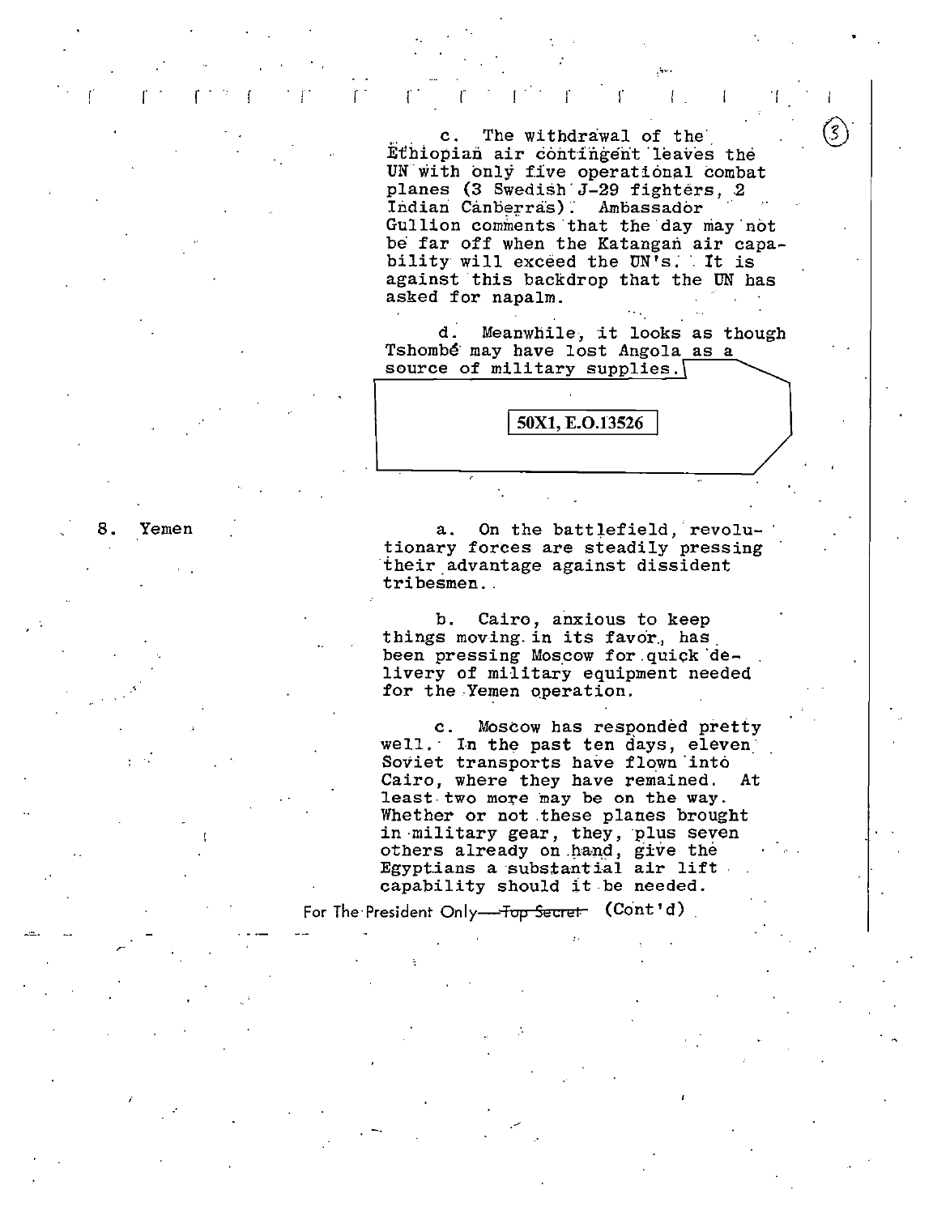c. The withdrawal of the Ethiopian air contingent leaves the UN with only five operational combat planes (3 Swedish J-29 fighters, 2 Indian Canberras). Ambassador Gullion comments that the day may not be far off when the Katangan air capability will exceed the UN's. It is against this backdrop that the UN has asked for napalm.

d. Meanwhile, it looks as though Tshombé may have lost Angola as a source of military supplies.

50X1, E.O.13526

8. Yemen

a. On the battlefield, revolutionary forces are steadily pressing their advantage against dissident tribesmen.

b. Cairo, anxious to keep things moving in its favor, has been pressing Moscow for quick delivery of military equipment needed for the Yemen operation.

c. Moscow has responded pretty well. In the past ten days, eleven Soviet transports have flown into Cairo, where they have remained. At least two more may be on the way. Whether or not these planes brought in military gear, they, plus seven others already on hand, give the Egyptians a substantial air lift capability should it be needed.

For The President Only ~~Top Secret~~ (Cont'd)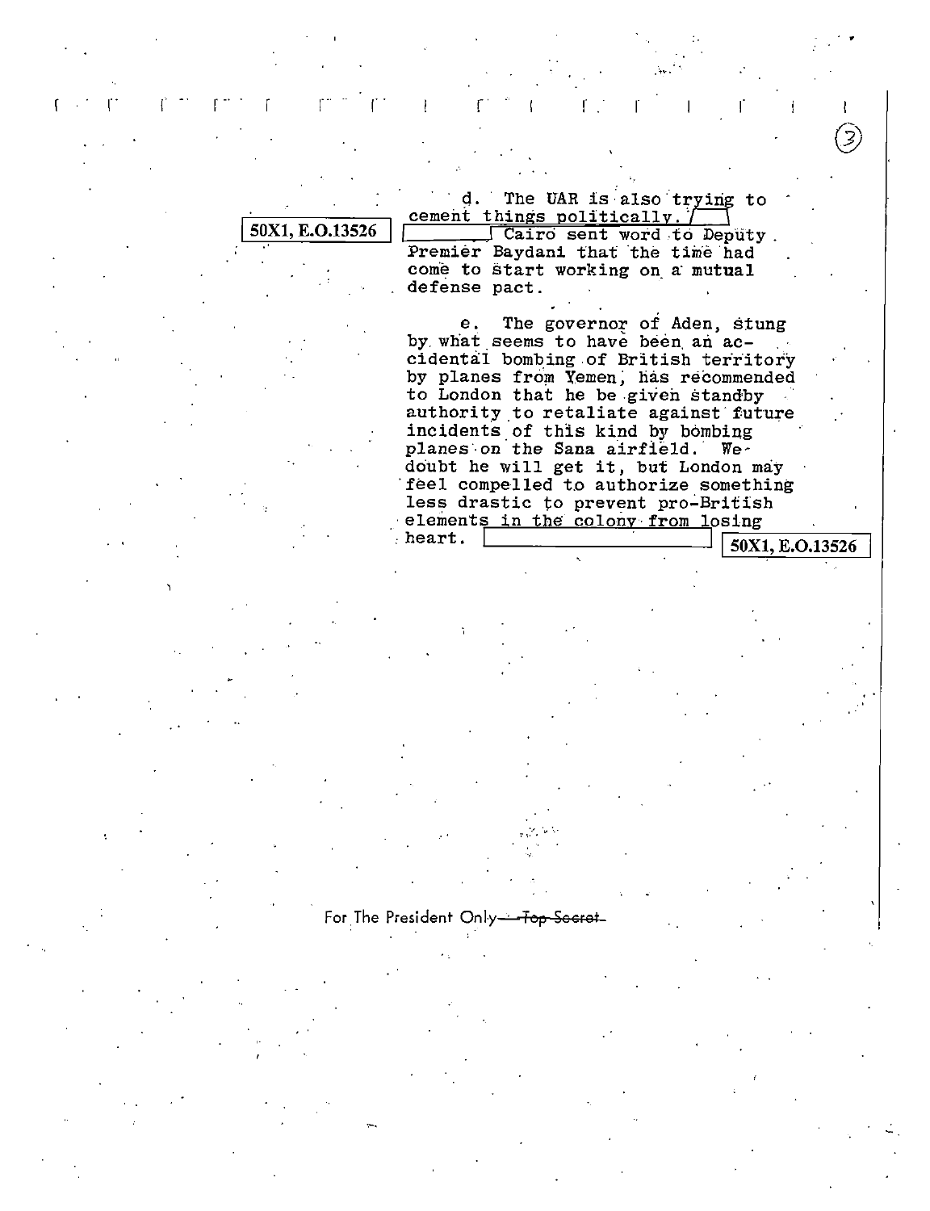d. The UAR is also trying to cement things politically. [50X1, E.O.13526] Cairo sent word to Deputy Premier Baydani that the time had come to start working on a mutual defense pact.

e. The governor of Aden, stung by what seems to have been an accidental bombing of British territory by planes from Yemen, has recommended to London that he be given standby authority to retaliate against future incidents of this kind by bombing planes on the Sana airfield. We doubt he will get it, but London may feel compelled to authorize something less drastic to prevent pro-British elements in the colony from losing heart. [50X1, E.O.13526]

For The President Only — ~~Top Secret~~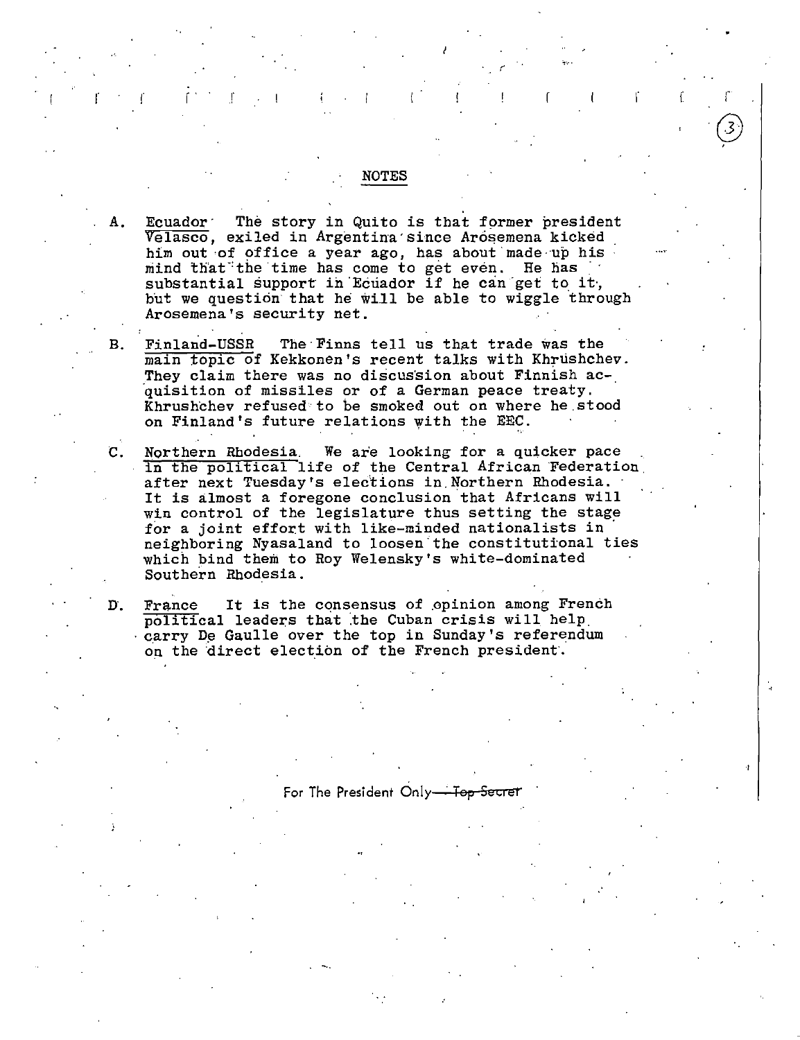## NOTES

A. Ecuador The story in Quito is that former president Velasco, exiled in Argentina since Arosemena kicked him out of office a year ago, has about made up his mind that the time has come to get even. He has substantial support in Ecuador if he can get to it, but we question that he will be able to wiggle through Arosemena's security net.

B. Finland-USSR The Finns tell us that trade was the main topic of Kekkonen's recent talks with Khrushchev. They claim there was no discussion about Finnish acquisition of missiles or of a German peace treaty. Khrushchev refused to be smoked out on where he stood on Finland's future relations with the EEC.

C. Northern Rhodesia. We are looking for a quicker pace in the political life of the Central African Federation after next Tuesday's elections in Northern Rhodesia. It is almost a foregone conclusion that Africans will win control of the legislature thus setting the stage for a joint effort with like-minded nationalists in neighboring Nyasaland to loosen the constitutional ties which bind them to Roy Welensky's white-dominated Southern Rhodesia.

D. France It is the consensus of opinion among French political leaders that the Cuban crisis will help carry De Gaulle over the top in Sunday's referendum on the direct election of the French president.

For The President Only—~~Top Secret~~